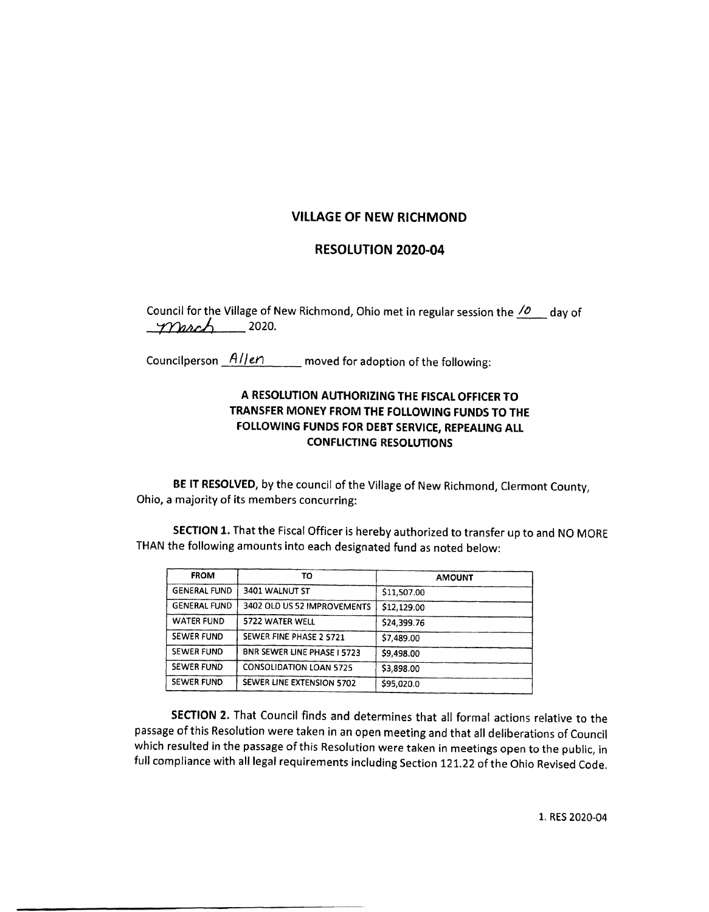# VILLAGE OF NEW RICHMOND

## RESOLUTION 2020-04

Council for the Village of New Richmond, Ohio met in regular session the 10 day of March 2020.

Councilperson Allen moved for adoption of the following:

### A RESOLUTION AUTHORIZING THE FISCAL OFFICER TO TRANSFER MONEY FROM THE FOLLOWING FUNDS TO THE FOLLOWING FUNDS FOR DEBT SERVICE, REPEALING ALL CONFLICTING RESOLUTIONS

**BE IT RESOLVED**, by the council of the Village of New Richmond, Clermont County, Ohio, a majority of its members concurring:

**SECTION 1.** That the Fiscal Officer is hereby authorized to transfer up to and NO MORE THAN the following amounts into each designated fund as noted below:

| FROM | TO | AMOUNT |
|---|---|---|
| GENERAL FUND | 3401 WALNUT ST | $11,507.00 |
| GENERAL FUND | 3402 OLD US 52 IMPROVEMENTS | $12,129.00 |
| WATER FUND | 5722 WATER WELL | $24,399.76 |
| SEWER FUND | SEWER FINE PHASE 2 5721 | $7,489.00 |
| SEWER FUND | BNR SEWER LINE PHASE I 5723 | $9,498.00 |
| SEWER FUND | CONSOLIDATION LOAN 5725 | $3,898.00 |
| SEWER FUND | SEWER LINE EXTENSION 5702 | $95,020.0 |

**SECTION 2.** That Council finds and determines that all formal actions relative to the passage of this Resolution were taken in an open meeting and that all deliberations of Council which resulted in the passage of this Resolution were taken in meetings open to the public, in full compliance with all legal requirements including Section 121.22 of the Ohio Revised Code.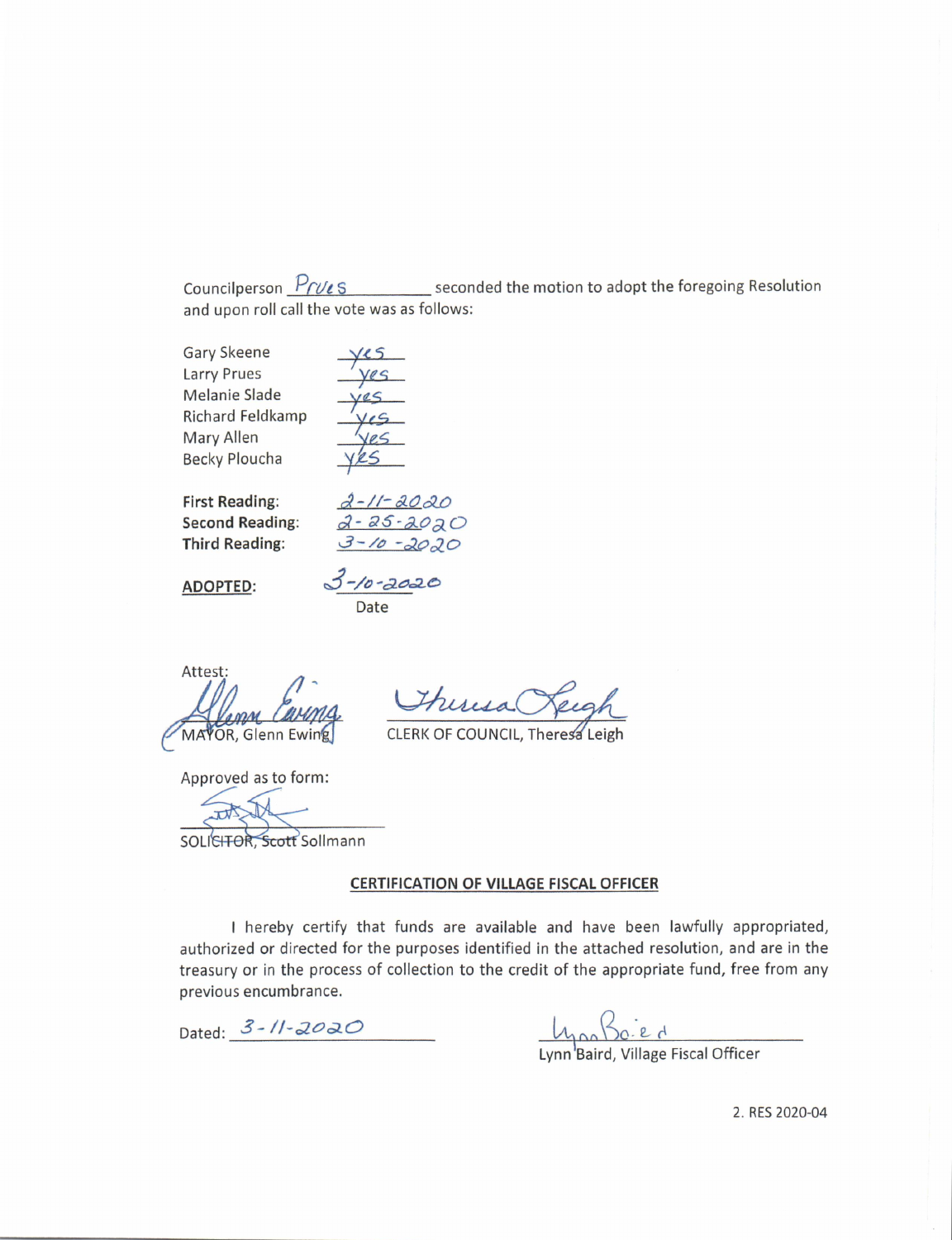Councilperson Prues seconded the motion to adopt the foregoing Resolution and upon roll call the vote was as follows:

| | |
|---|---|
| Gary Skeene | yes |
| Larry Prues | yes |
| Melanie Slade | yes |
| Richard Feldkamp | yes |
| Mary Allen | yes |
| Becky Ploucha | yes |

| | |
|---|---|
| **First Reading:** | 2-11-2020 |
| **Second Reading:** | 2-25-2020 |
| **Third Reading:** | 3-10-2020 |

**ADOPTED:** 3-10-2020
Date

Attest:

MAYOR, Glenn Ewing

CLERK OF COUNCIL, Theresa Leigh

Approved as to form:

SOLICITOR, Scott Sollmann

**CERTIFICATION OF VILLAGE FISCAL OFFICER**

I hereby certify that funds are available and have been lawfully appropriated, authorized or directed for the purposes identified in the attached resolution, and are in the treasury or in the process of collection to the credit of the appropriate fund, free from any previous encumbrance.

Dated: 3-11-2020

Lynn Baird, Village Fiscal Officer

2. RES 2020-04